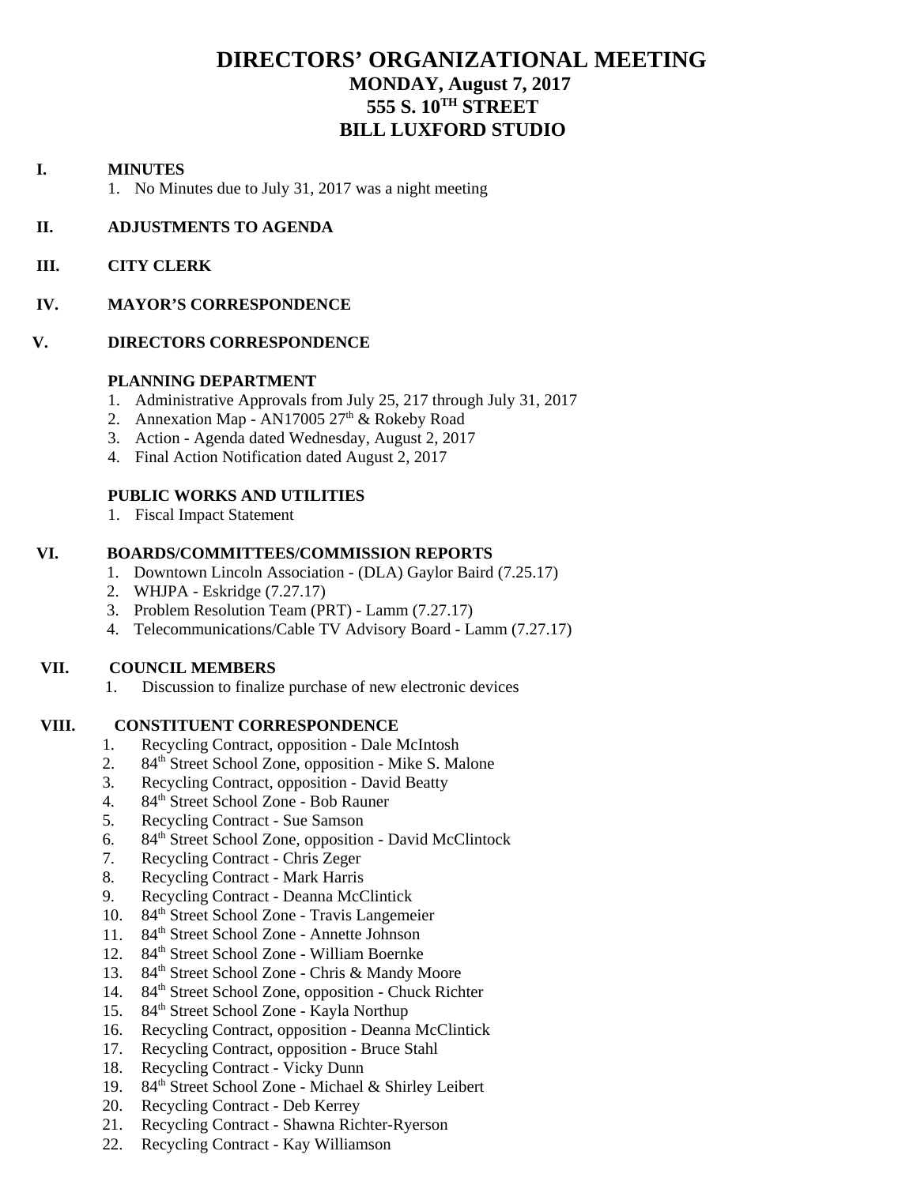# DIRECTORS' ORGANIZATIONAL MEETING
## MONDAY, August 7, 2017
## 555 S. 10TH STREET
## BILL LUXFORD STUDIO

**I. MINUTES**

1. No Minutes due to July 31, 2017 was a night meeting

**II. ADJUSTMENTS TO AGENDA**

**III. CITY CLERK**

**IV. MAYOR'S CORRESPONDENCE**

**V. DIRECTORS CORRESPONDENCE**

**PLANNING DEPARTMENT**

1. Administrative Approvals from July 25, 217 through July 31, 2017
2. Annexation Map - AN17005 27th & Rokeby Road
3. Action - Agenda dated Wednesday, August 2, 2017
4. Final Action Notification dated August 2, 2017

**PUBLIC WORKS AND UTILITIES**

1. Fiscal Impact Statement

**VI. BOARDS/COMMITTEES/COMMISSION REPORTS**

1. Downtown Lincoln Association - (DLA) Gaylor Baird (7.25.17)
2. WHJPA - Eskridge (7.27.17)
3. Problem Resolution Team (PRT) - Lamm (7.27.17)
4. Telecommunications/Cable TV Advisory Board - Lamm (7.27.17)

**VII. COUNCIL MEMBERS**

1. Discussion to finalize purchase of new electronic devices

**VIII. CONSTITUENT CORRESPONDENCE**

1. Recycling Contract, opposition - Dale McIntosh
2. 84th Street School Zone, opposition - Mike S. Malone
3. Recycling Contract, opposition - David Beatty
4. 84th Street School Zone - Bob Rauner
5. Recycling Contract - Sue Samson
6. 84th Street School Zone, opposition - David McClintock
7. Recycling Contract - Chris Zeger
8. Recycling Contract - Mark Harris
9. Recycling Contract - Deanna McClintick
10. 84th Street School Zone - Travis Langemeier
11. 84th Street School Zone - Annette Johnson
12. 84th Street School Zone - William Boernke
13. 84th Street School Zone - Chris & Mandy Moore
14. 84th Street School Zone, opposition - Chuck Richter
15. 84th Street School Zone - Kayla Northup
16. Recycling Contract, opposition - Deanna McClintick
17. Recycling Contract, opposition - Bruce Stahl
18. Recycling Contract - Vicky Dunn
19. 84th Street School Zone - Michael & Shirley Leibert
20. Recycling Contract - Deb Kerrey
21. Recycling Contract - Shawna Richter-Ryerson
22. Recycling Contract - Kay Williamson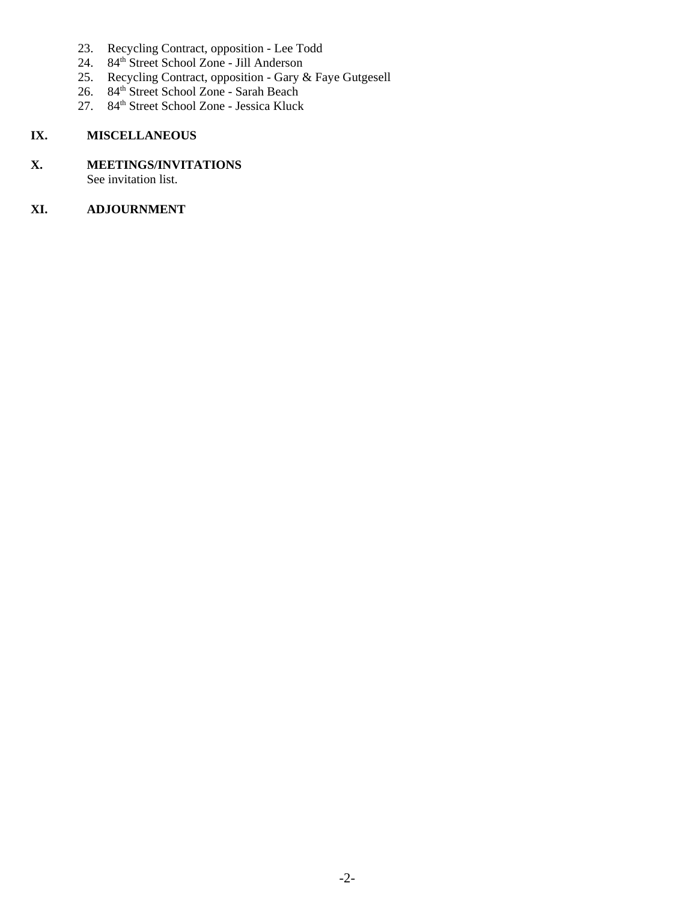23. Recycling Contract, opposition - Lee Todd
24. 84th Street School Zone - Jill Anderson
25. Recycling Contract, opposition - Gary & Faye Gutgesell
26. 84th Street School Zone - Sarah Beach
27. 84th Street School Zone - Jessica Kluck

## IX. MISCELLANEOUS

## X. MEETINGS/INVITATIONS

See invitation list.

## XI. ADJOURNMENT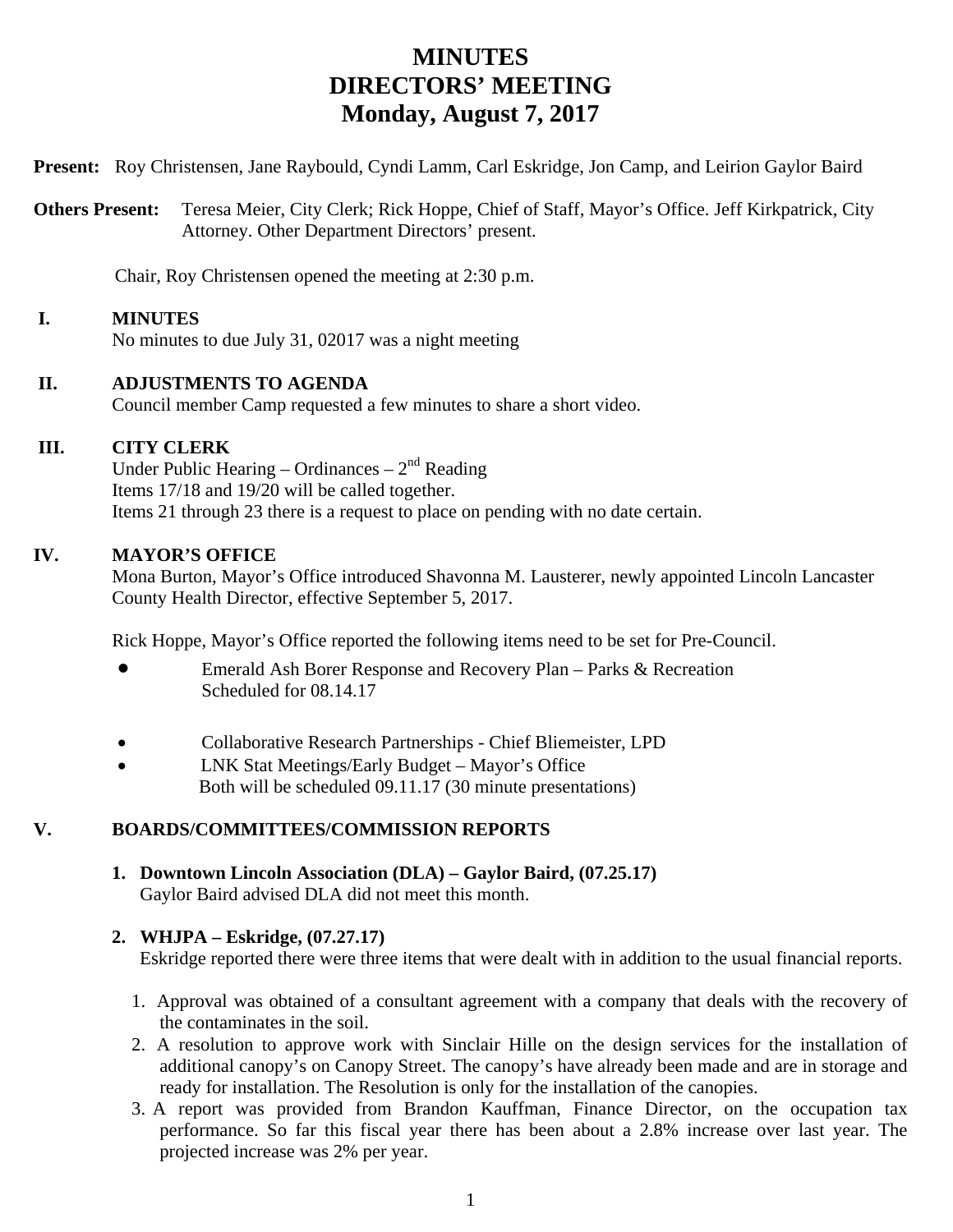# MINUTES
# DIRECTORS' MEETING
# Monday, August 7, 2017

**Present:** Roy Christensen, Jane Raybould, Cyndi Lamm, Carl Eskridge, Jon Camp, and Leirion Gaylor Baird

**Others Present:** Teresa Meier, City Clerk; Rick Hoppe, Chief of Staff, Mayor's Office. Jeff Kirkpatrick, City Attorney. Other Department Directors' present.

Chair, Roy Christensen opened the meeting at 2:30 p.m.

## I. MINUTES

No minutes to due July 31, 02017 was a night meeting

## II. ADJUSTMENTS TO AGENDA

Council member Camp requested a few minutes to share a short video.

## III. CITY CLERK

Under Public Hearing – Ordinances – 2nd Reading
Items 17/18 and 19/20 will be called together.
Items 21 through 23 there is a request to place on pending with no date certain.

## IV. MAYOR'S OFFICE

Mona Burton, Mayor's Office introduced Shavonna M. Lausterer, newly appointed Lincoln Lancaster County Health Director, effective September 5, 2017.

Rick Hoppe, Mayor's Office reported the following items need to be set for Pre-Council.

- Emerald Ash Borer Response and Recovery Plan – Parks & Recreation
  Scheduled for 08.14.17

- Collaborative Research Partnerships - Chief Bliemeister, LPD
- LNK Stat Meetings/Early Budget – Mayor's Office
  Both will be scheduled 09.11.17 (30 minute presentations)

## V. BOARDS/COMMITTEES/COMMISSION REPORTS

**1. Downtown Lincoln Association (DLA) – Gaylor Baird, (07.25.17)**
Gaylor Baird advised DLA did not meet this month.

**2. WHJPA – Eskridge, (07.27.17)**
Eskridge reported there were three items that were dealt with in addition to the usual financial reports.

1. Approval was obtained of a consultant agreement with a company that deals with the recovery of the contaminates in the soil.
2. A resolution to approve work with Sinclair Hille on the design services for the installation of additional canopy's on Canopy Street. The canopy's have already been made and are in storage and ready for installation. The Resolution is only for the installation of the canopies.
3. A report was provided from Brandon Kauffman, Finance Director, on the occupation tax performance. So far this fiscal year there has been about a 2.8% increase over last year. The projected increase was 2% per year.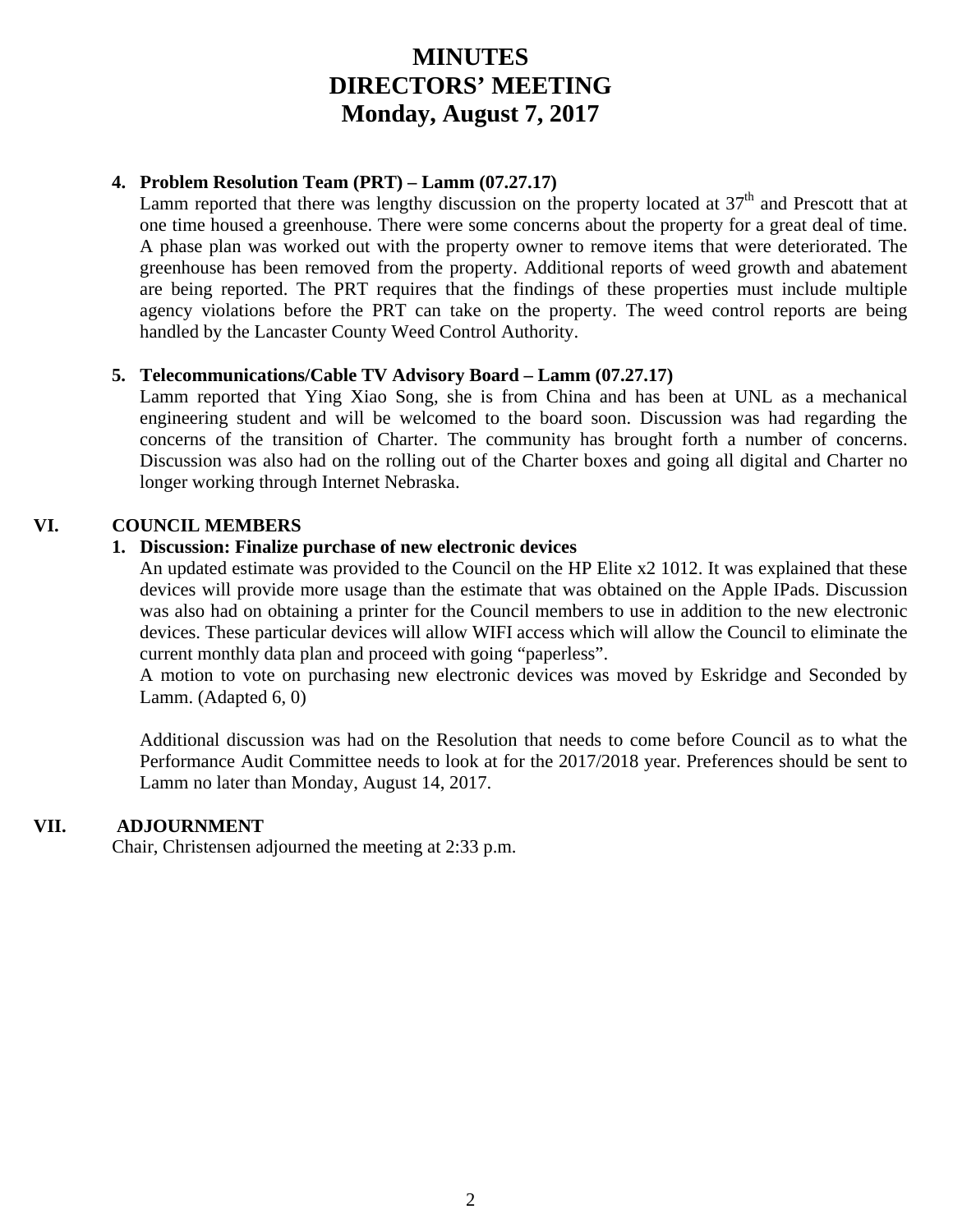# MINUTES
# DIRECTORS' MEETING
# Monday, August 7, 2017

**4. Problem Resolution Team (PRT) – Lamm (07.27.17)**

Lamm reported that there was lengthy discussion on the property located at 37th and Prescott that at one time housed a greenhouse. There were some concerns about the property for a great deal of time. A phase plan was worked out with the property owner to remove items that were deteriorated. The greenhouse has been removed from the property. Additional reports of weed growth and abatement are being reported. The PRT requires that the findings of these properties must include multiple agency violations before the PRT can take on the property. The weed control reports are being handled by the Lancaster County Weed Control Authority.

**5. Telecommunications/Cable TV Advisory Board – Lamm (07.27.17)**

Lamm reported that Ying Xiao Song, she is from China and has been at UNL as a mechanical engineering student and will be welcomed to the board soon. Discussion was had regarding the concerns of the transition of Charter. The community has brought forth a number of concerns. Discussion was also had on the rolling out of the Charter boxes and going all digital and Charter no longer working through Internet Nebraska.

## VI. COUNCIL MEMBERS

**1. Discussion: Finalize purchase of new electronic devices**

An updated estimate was provided to the Council on the HP Elite x2 1012. It was explained that these devices will provide more usage than the estimate that was obtained on the Apple IPads. Discussion was also had on obtaining a printer for the Council members to use in addition to the new electronic devices. These particular devices will allow WIFI access which will allow the Council to eliminate the current monthly data plan and proceed with going "paperless".

A motion to vote on purchasing new electronic devices was moved by Eskridge and Seconded by Lamm. (Adapted 6, 0)

Additional discussion was had on the Resolution that needs to come before Council as to what the Performance Audit Committee needs to look at for the 2017/2018 year. Preferences should be sent to Lamm no later than Monday, August 14, 2017.

## VII. ADJOURNMENT

Chair, Christensen adjourned the meeting at 2:33 p.m.